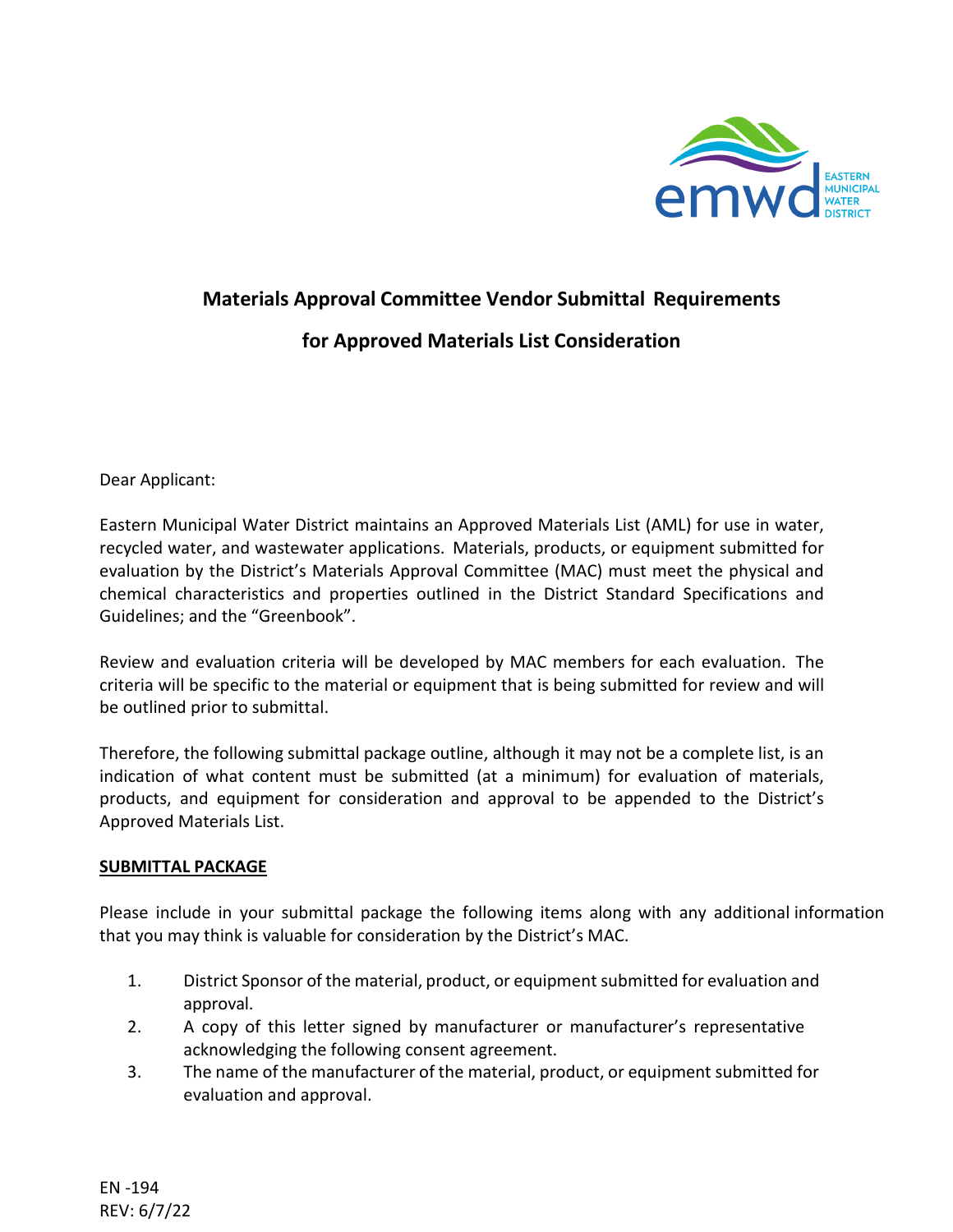# Materials Approval Committee Vendor Submittal Requirements

# for Approved Materials List Consideration

Dear Applicant:

Eastern Municipal Water District maintains an Approved Materials List (AML) for use in water, recycled water, and wastewater applications. Materials, products, or equipment submitted for evaluation by the District's Materials Approval Committee (MAC) must meet the physical and chemical characteristics and properties outlined in the District Standard Specifications and Guidelines; and the "Greenbook".

Review and evaluation criteria will be developed by MAC members for each evaluation. The criteria will be specific to the material or equipment that is being submitted for review and will be outlined prior to submittal.

Therefore, the following submittal package outline, although it may not be a complete list, is an indication of what content must be submitted (at a minimum) for evaluation of materials, products, and equipment for consideration and approval to be appended to the District's Approved Materials List.

## SUBMITTAL PACKAGE

Please include in your submittal package the following items along with any additional information that you may think is valuable for consideration by the District's MAC.

1. District Sponsor of the material, product, or equipment submitted for evaluation and approval.
2. A copy of this letter signed by manufacturer or manufacturer's representative acknowledging the following consent agreement.
3. The name of the manufacturer of the material, product, or equipment submitted for evaluation and approval.

EN -194
REV: 6/7/22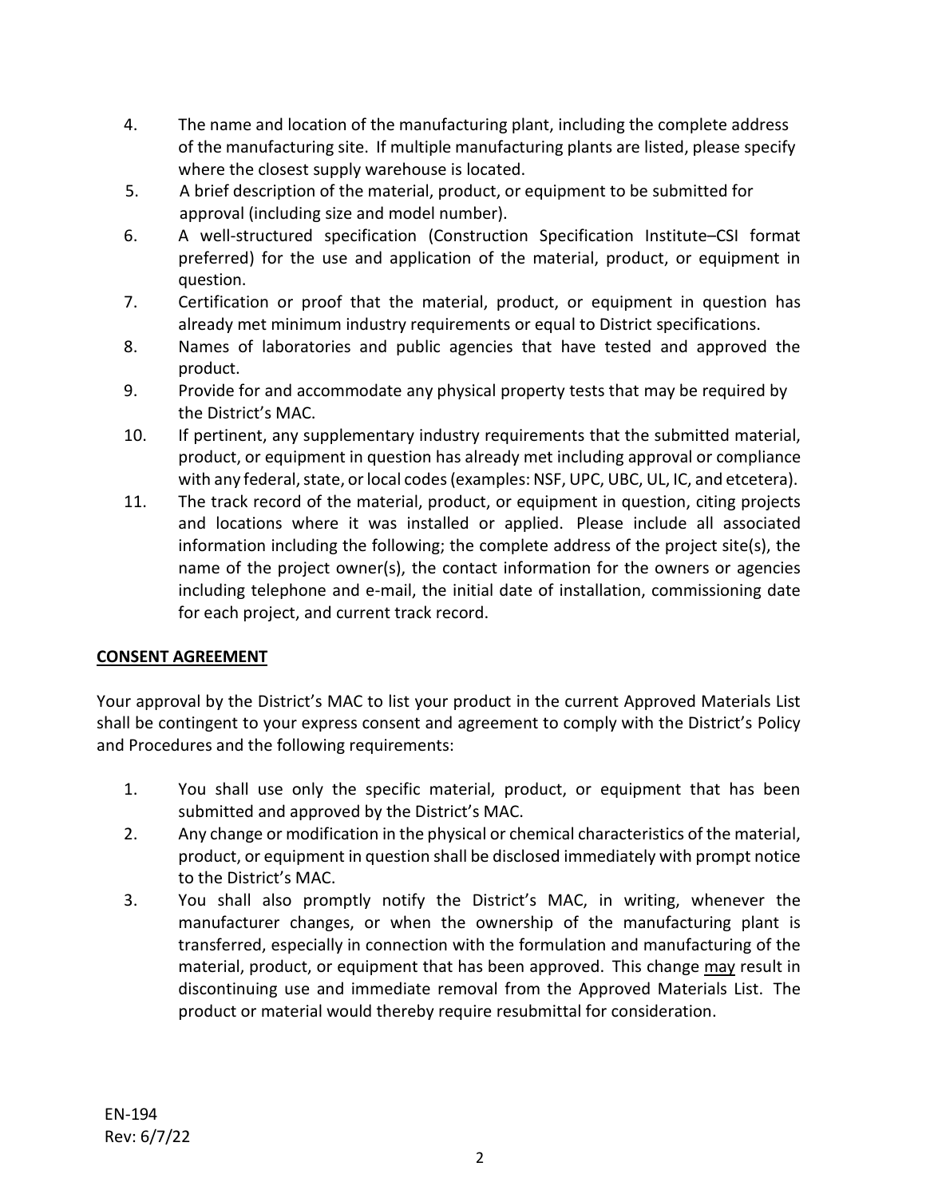4. The name and location of the manufacturing plant, including the complete address of the manufacturing site. If multiple manufacturing plants are listed, please specify where the closest supply warehouse is located.
5. A brief description of the material, product, or equipment to be submitted for approval (including size and model number).
6. A well-structured specification (Construction Specification Institute–CSI format preferred) for the use and application of the material, product, or equipment in question.
7. Certification or proof that the material, product, or equipment in question has already met minimum industry requirements or equal to District specifications.
8. Names of laboratories and public agencies that have tested and approved the product.
9. Provide for and accommodate any physical property tests that may be required by the District's MAC.
10. If pertinent, any supplementary industry requirements that the submitted material, product, or equipment in question has already met including approval or compliance with any federal, state, or local codes (examples: NSF, UPC, UBC, UL, IC, and etcetera).
11. The track record of the material, product, or equipment in question, citing projects and locations where it was installed or applied. Please include all associated information including the following; the complete address of the project site(s), the name of the project owner(s), the contact information for the owners or agencies including telephone and e-mail, the initial date of installation, commissioning date for each project, and current track record.

## CONSENT AGREEMENT

Your approval by the District's MAC to list your product in the current Approved Materials List shall be contingent to your express consent and agreement to comply with the District's Policy and Procedures and the following requirements:

1. You shall use only the specific material, product, or equipment that has been submitted and approved by the District's MAC.
2. Any change or modification in the physical or chemical characteristics of the material, product, or equipment in question shall be disclosed immediately with prompt notice to the District's MAC.
3. You shall also promptly notify the District's MAC, in writing, whenever the manufacturer changes, or when the ownership of the manufacturing plant is transferred, especially in connection with the formulation and manufacturing of the material, product, or equipment that has been approved. This change <u>may</u> result in discontinuing use and immediate removal from the Approved Materials List. The product or material would thereby require resubmittal for consideration.

EN-194
Rev: 6/7/22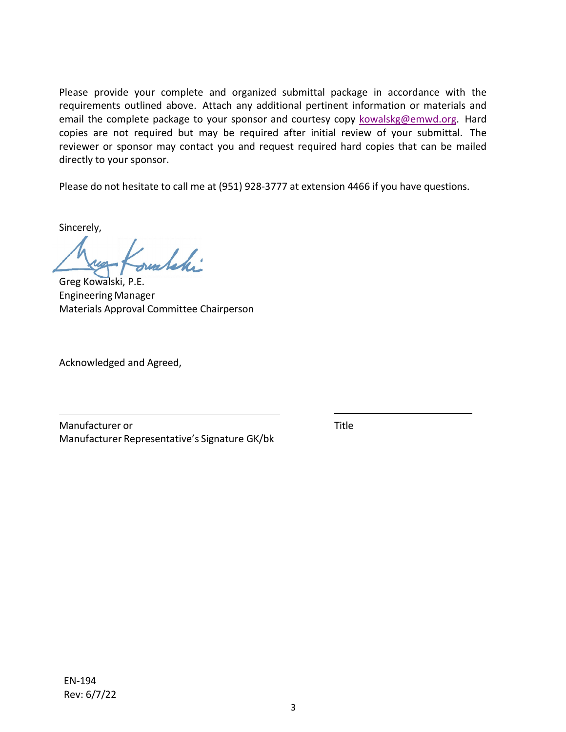Please provide your complete and organized submittal package in accordance with the requirements outlined above. Attach any additional pertinent information or materials and email the complete package to your sponsor and courtesy copy kowalskg@emwd.org. Hard copies are not required but may be required after initial review of your submittal. The reviewer or sponsor may contact you and request required hard copies that can be mailed directly to your sponsor.

Please do not hesitate to call me at (951) 928-3777 at extension 4466 if you have questions.

Sincerely,

Greg Kowalski, P.E.  
Engineering Manager  
Materials Approval Committee Chairperson

Acknowledged and Agreed,

\_\_\_\_\_\_\_\_\_\_\_\_\_\_\_\_\_\_\_\_\_\_\_\_\_\_\_\_\_\_\_\_\_\_\_\_\_\_\_\_ \_\_\_\_\_\_\_\_\_\_\_\_\_\_\_\_\_\_\_\_\_\_\_\_\_\_

Manufacturer or  
Manufacturer Representative's Signature GK/bk

Title

EN-194  
Rev: 6/7/22